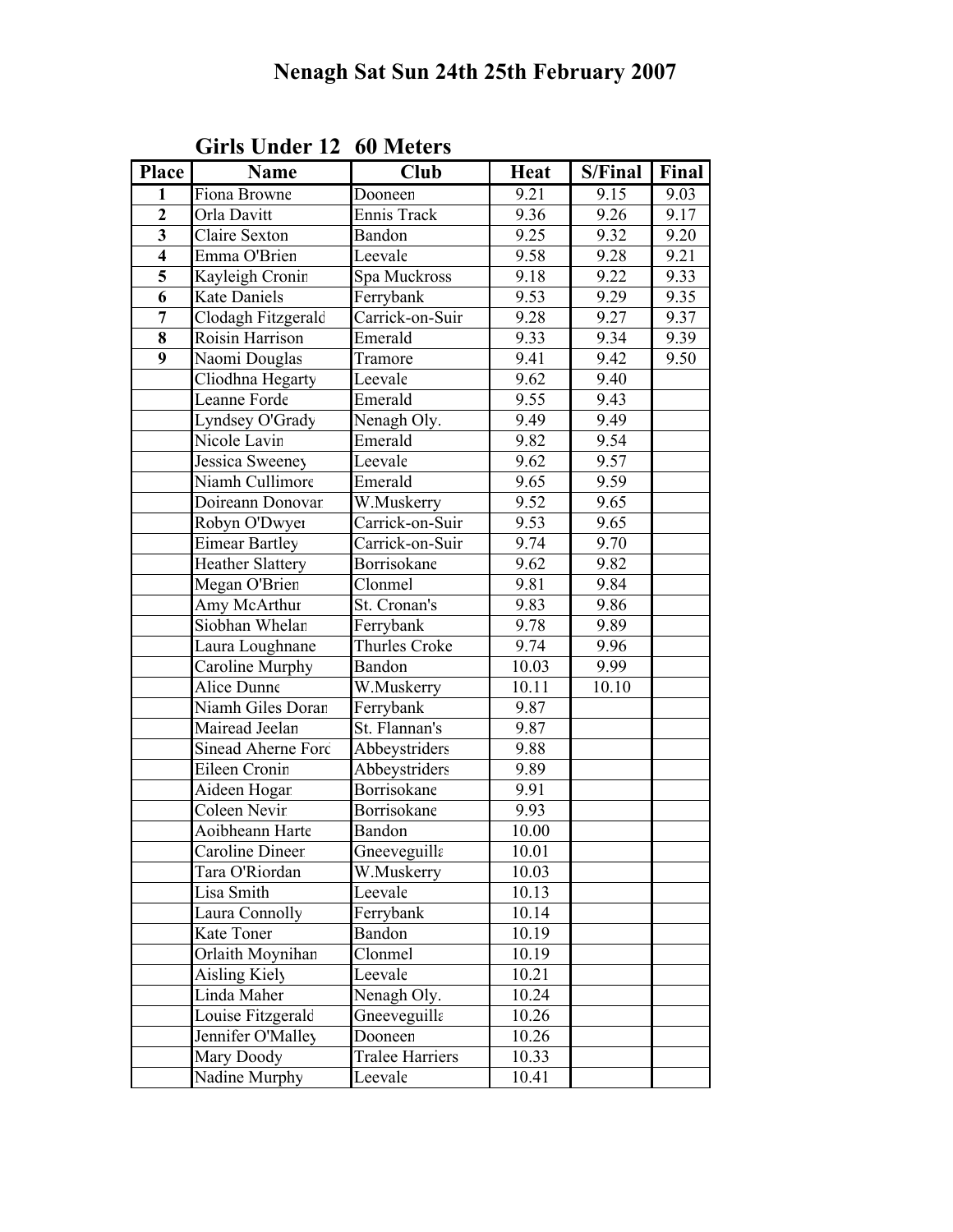# Nenagh Sat Sun 24th 25th February 2007

## Girls Under 12 60 Meters

| Place | Name | Club | Heat | S/Final | Final |
|---|---|---|---|---|---|
| 1 | Fiona Browne | Dooneen | 9.21 | 9.15 | 9.03 |
| 2 | Orla Davitt | Ennis Track | 9.36 | 9.26 | 9.17 |
| 3 | Claire Sexton | Bandon | 9.25 | 9.32 | 9.20 |
| 4 | Emma O'Brien | Leevale | 9.58 | 9.28 | 9.21 |
| 5 | Kayleigh Cronin | Spa Muckross | 9.18 | 9.22 | 9.33 |
| 6 | Kate Daniels | Ferrybank | 9.53 | 9.29 | 9.35 |
| 7 | Clodagh Fitzgerald | Carrick-on-Suir | 9.28 | 9.27 | 9.37 |
| 8 | Roisin Harrison | Emerald | 9.33 | 9.34 | 9.39 |
| 9 | Naomi Douglas | Tramore | 9.41 | 9.42 | 9.50 |
| | Cliodhna Hegarty | Leevale | 9.62 | 9.40 | |
| | Leanne Forde | Emerald | 9.55 | 9.43 | |
| | Lyndsey O'Grady | Nenagh Oly. | 9.49 | 9.49 | |
| | Nicole Lavin | Emerald | 9.82 | 9.54 | |
| | Jessica Sweeney | Leevale | 9.62 | 9.57 | |
| | Niamh Cullimore | Emerald | 9.65 | 9.59 | |
| | Doireann Donovan | W.Muskerry | 9.52 | 9.65 | |
| | Robyn O'Dwyer | Carrick-on-Suir | 9.53 | 9.65 | |
| | Eimear Bartley | Carrick-on-Suir | 9.74 | 9.70 | |
| | Heather Slattery | Borrisokane | 9.62 | 9.82 | |
| | Megan O'Brien | Clonmel | 9.81 | 9.84 | |
| | Amy McArthur | St. Cronan's | 9.83 | 9.86 | |
| | Siobhan Whelan | Ferrybank | 9.78 | 9.89 | |
| | Laura Loughnane | Thurles Croke | 9.74 | 9.96 | |
| | Caroline Murphy | Bandon | 10.03 | 9.99 | |
| | Alice Dunne | W.Muskerry | 10.11 | 10.10 | |
| | Niamh Giles Doran | Ferrybank | 9.87 | | |
| | Mairead Jeelan | St. Flannan's | 9.87 | | |
| | Sinead Aherne Ford | Abbeystriders | 9.88 | | |
| | Eileen Cronin | Abbeystriders | 9.89 | | |
| | Aideen Hogan | Borrisokane | 9.91 | | |
| | Coleen Nevin | Borrisokane | 9.93 | | |
| | Aoibheann Harte | Bandon | 10.00 | | |
| | Caroline Dineen | Gneeveguilla | 10.01 | | |
| | Tara O'Riordan | W.Muskerry | 10.03 | | |
| | Lisa Smith | Leevale | 10.13 | | |
| | Laura Connolly | Ferrybank | 10.14 | | |
| | Kate Toner | Bandon | 10.19 | | |
| | Orlaith Moynihan | Clonmel | 10.19 | | |
| | Aisling Kiely | Leevale | 10.21 | | |
| | Linda Maher | Nenagh Oly. | 10.24 | | |
| | Louise Fitzgerald | Gneeveguilla | 10.26 | | |
| | Jennifer O'Malley | Dooneen | 10.26 | | |
| | Mary Doody | Tralee Harriers | 10.33 | | |
| | Nadine Murphy | Leevale | 10.41 | | |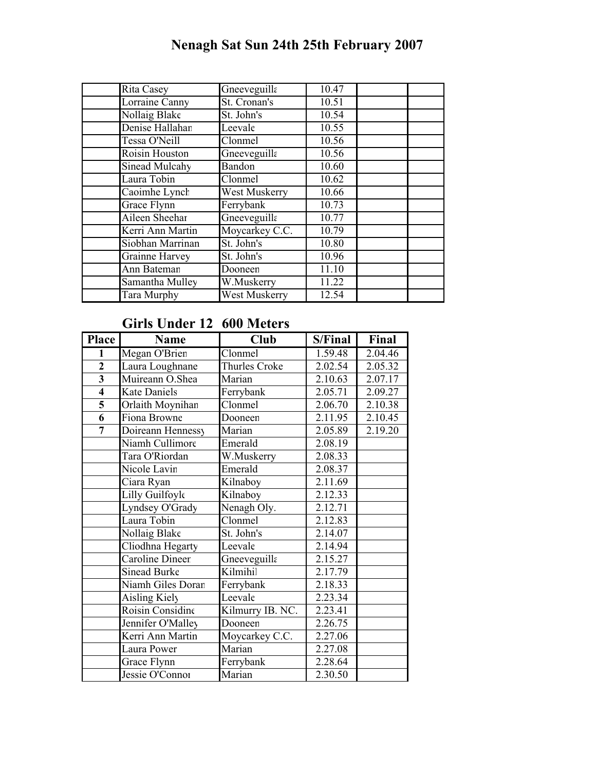# Nenagh Sat Sun 24th 25th February 2007

| | | | | | |
|---|---|---|---|---|---|
| | Rita Casey | Gneeveguilla | 10.47 | | |
| | Lorraine Canny | St. Cronan's | 10.51 | | |
| | Nollaig Blake | St. John's | 10.54 | | |
| | Denise Hallahan | Leevale | 10.55 | | |
| | Tessa O'Neill | Clonmel | 10.56 | | |
| | Roisin Houston | Gneeveguilla | 10.56 | | |
| | Sinead Mulcahy | Bandon | 10.60 | | |
| | Laura Tobin | Clonmel | 10.62 | | |
| | Caoimhe Lynch | West Muskerry | 10.66 | | |
| | Grace Flynn | Ferrybank | 10.73 | | |
| | Aileen Sheehan | Gneeveguilla | 10.77 | | |
| | Kerri Ann Martin | Moycarkey C.C. | 10.79 | | |
| | Siobhan Marrinan | St. John's | 10.80 | | |
| | Grainne Harvey | St. John's | 10.96 | | |
| | Ann Bateman | Dooneen | 11.10 | | |
| | Samantha Mulley | W.Muskerry | 11.22 | | |
| | Tara Murphy | West Muskerry | 12.54 | | |

## Girls Under 12 600 Meters

| Place | Name | Club | S/Final | Final |
|---|---|---|---|---|
| 1 | Megan O'Brien | Clonmel | 1.59.48 | 2.04.46 |
| 2 | Laura Loughnane | Thurles Croke | 2.02.54 | 2.05.32 |
| 3 | Muireann O.Shea | Marian | 2.10.63 | 2.07.17 |
| 4 | Kate Daniels | Ferrybank | 2.05.71 | 2.09.27 |
| 5 | Orlaith Moynihan | Clonmel | 2.06.70 | 2.10.38 |
| 6 | Fiona Browne | Dooneen | 2.11.95 | 2.10.45 |
| 7 | Doireann Hennessy | Marian | 2.05.89 | 2.19.20 |
| | Niamh Cullimore | Emerald | 2.08.19 | |
| | Tara O'Riordan | W.Muskerry | 2.08.33 | |
| | Nicole Lavin | Emerald | 2.08.37 | |
| | Ciara Ryan | Kilnaboy | 2.11.69 | |
| | Lilly Guilfoyle | Kilnaboy | 2.12.33 | |
| | Lyndsey O'Grady | Nenagh Oly. | 2.12.71 | |
| | Laura Tobin | Clonmel | 2.12.83 | |
| | Nollaig Blake | St. John's | 2.14.07 | |
| | Cliodhna Hegarty | Leevale | 2.14.94 | |
| | Caroline Dineen | Gneeveguilla | 2.15.27 | |
| | Sinead Burke | Kilmihil | 2.17.79 | |
| | Niamh Giles Doran | Ferrybank | 2.18.33 | |
| | Aisling Kiely | Leevale | 2.23.34 | |
| | Roisin Considine | Kilmurry IB. NC. | 2.23.41 | |
| | Jennifer O'Malley | Dooneen | 2.26.75 | |
| | Kerri Ann Martin | Moycarkey C.C. | 2.27.06 | |
| | Laura Power | Marian | 2.27.08 | |
| | Grace Flynn | Ferrybank | 2.28.64 | |
| | Jessie O'Connor | Marian | 2.30.50 | |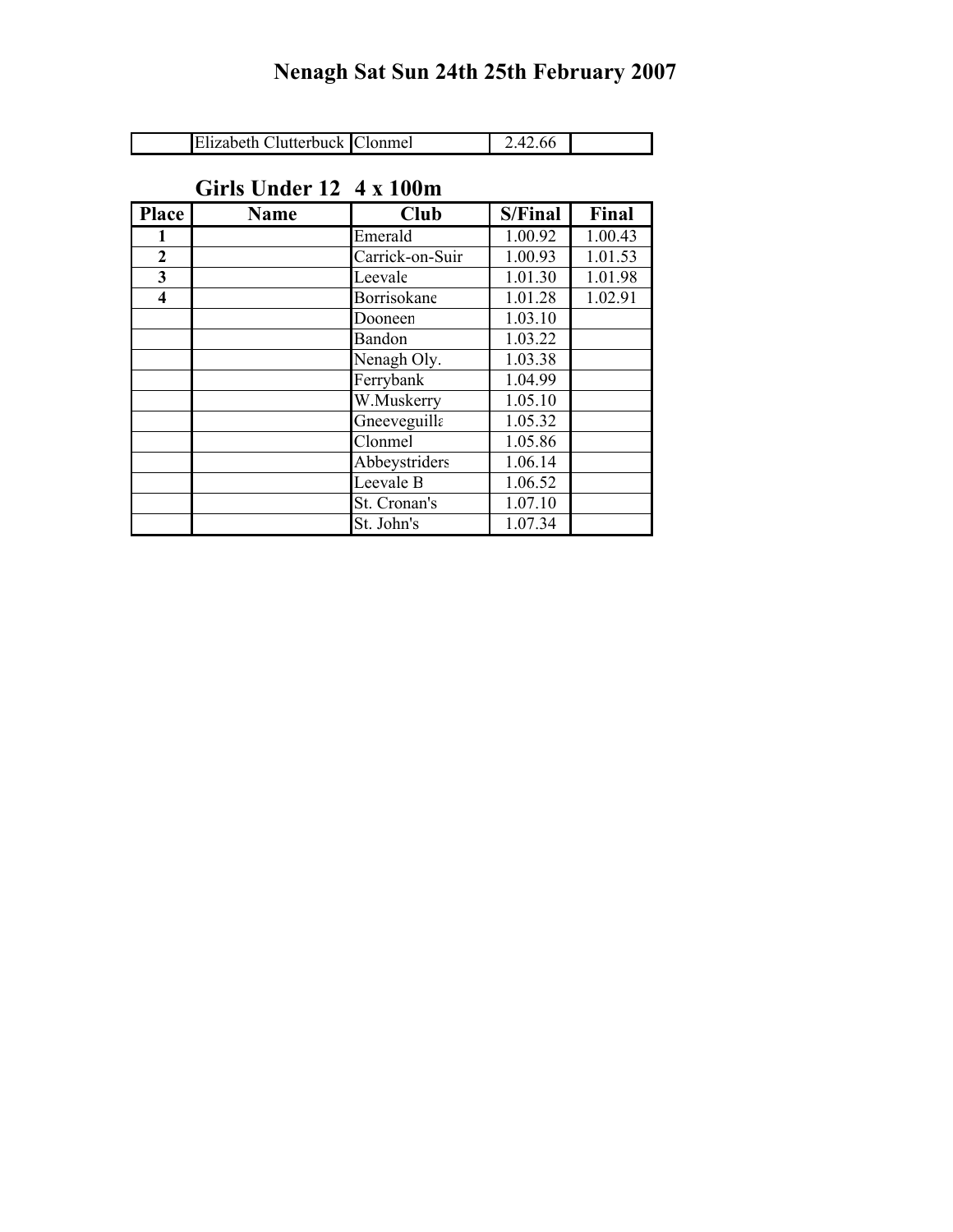# Nenagh Sat Sun 24th 25th February 2007

| | | | | |
|---|---|---|---|---|
| | Elizabeth Clutterbuck | Clonmel | 2.42.66 | |

## Girls Under 12 4 x 100m

| Place | Name | Club | S/Final | Final |
|---|---|---|---|---|
| 1 | | Emerald | 1.00.92 | 1.00.43 |
| 2 | | Carrick-on-Suir | 1.00.93 | 1.01.53 |
| 3 | | Leevale | 1.01.30 | 1.01.98 |
| 4 | | Borrisokane | 1.01.28 | 1.02.91 |
| | | Dooneen | 1.03.10 | |
| | | Bandon | 1.03.22 | |
| | | Nenagh Oly. | 1.03.38 | |
| | | Ferrybank | 1.04.99 | |
| | | W.Muskerry | 1.05.10 | |
| | | Gneeveguilla | 1.05.32 | |
| | | Clonmel | 1.05.86 | |
| | | Abbeystriders | 1.06.14 | |
| | | Leevale B | 1.06.52 | |
| | | St. Cronan's | 1.07.10 | |
| | | St. John's | 1.07.34 | |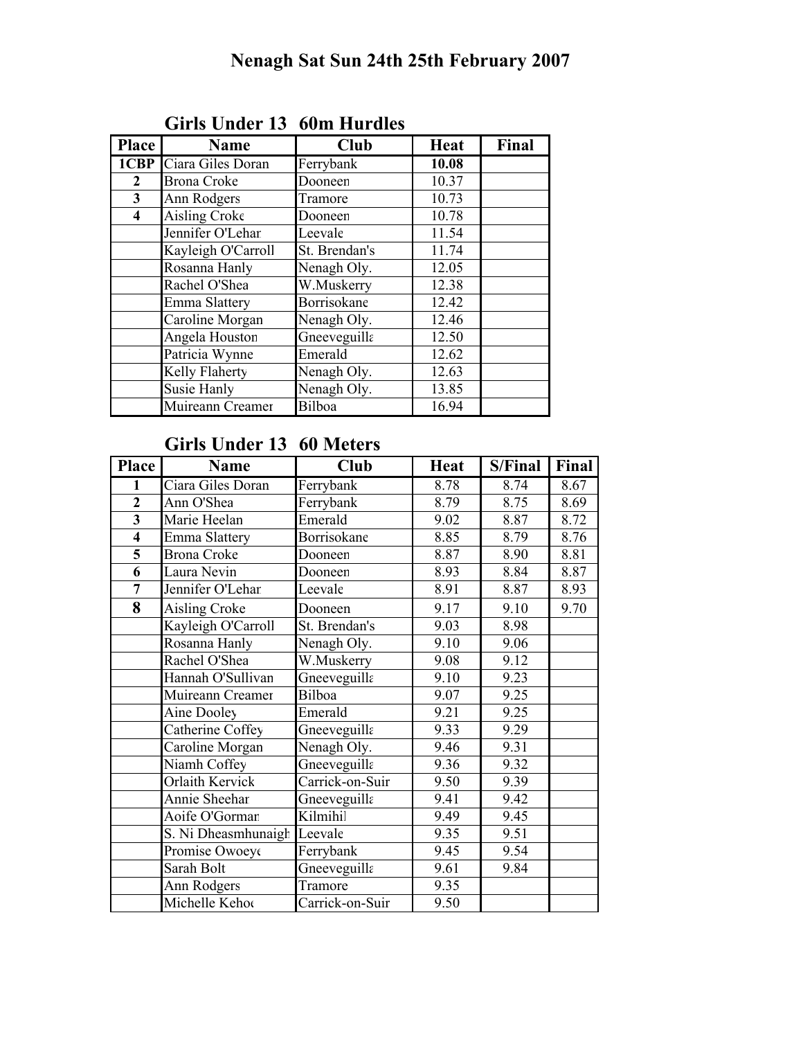# Nenagh Sat Sun 24th 25th February 2007

## Girls Under 13 60m Hurdles

| Place | Name | Club | Heat | Final |
|---|---|---|---|---|
| **1CBP** | Ciara Giles Doran | Ferrybank | **10.08** | |
| **2** | Brona Croke | Dooneen | 10.37 | |
| **3** | Ann Rodgers | Tramore | 10.73 | |
| **4** | Aisling Croke | Dooneen | 10.78 | |
| | Jennifer O'Lehar | Leevale | 11.54 | |
| | Kayleigh O'Carroll | St. Brendan's | 11.74 | |
| | Rosanna Hanly | Nenagh Oly. | 12.05 | |
| | Rachel O'Shea | W.Muskerry | 12.38 | |
| | Emma Slattery | Borrisokane | 12.42 | |
| | Caroline Morgan | Nenagh Oly. | 12.46 | |
| | Angela Houston | Gneeveguilla | 12.50 | |
| | Patricia Wynne | Emerald | 12.62 | |
| | Kelly Flaherty | Nenagh Oly. | 12.63 | |
| | Susie Hanly | Nenagh Oly. | 13.85 | |
| | Muireann Creamer | Bilboa | 16.94 | |

## Girls Under 13 60 Meters

| Place | Name | Club | Heat | S/Final | Final |
|---|---|---|---|---|---|
| **1** | Ciara Giles Doran | Ferrybank | 8.78 | 8.74 | 8.67 |
| **2** | Ann O'Shea | Ferrybank | 8.79 | 8.75 | 8.69 |
| **3** | Marie Heelan | Emerald | 9.02 | 8.87 | 8.72 |
| **4** | Emma Slattery | Borrisokane | 8.85 | 8.79 | 8.76 |
| **5** | Brona Croke | Dooneen | 8.87 | 8.90 | 8.81 |
| **6** | Laura Nevin | Dooneen | 8.93 | 8.84 | 8.87 |
| **7** | Jennifer O'Lehar | Leevale | 8.91 | 8.87 | 8.93 |
| **8** | Aisling Croke | Dooneen | 9.17 | 9.10 | 9.70 |
| | Kayleigh O'Carroll | St. Brendan's | 9.03 | 8.98 | |
| | Rosanna Hanly | Nenagh Oly. | 9.10 | 9.06 | |
| | Rachel O'Shea | W.Muskerry | 9.08 | 9.12 | |
| | Hannah O'Sullivan | Gneeveguilla | 9.10 | 9.23 | |
| | Muireann Creamer | Bilboa | 9.07 | 9.25 | |
| | Aine Dooley | Emerald | 9.21 | 9.25 | |
| | Catherine Coffey | Gneeveguilla | 9.33 | 9.29 | |
| | Caroline Morgan | Nenagh Oly. | 9.46 | 9.31 | |
| | Niamh Coffey | Gneeveguilla | 9.36 | 9.32 | |
| | Orlaith Kervick | Carrick-on-Suir | 9.50 | 9.39 | |
| | Annie Sheehar | Gneeveguilla | 9.41 | 9.42 | |
| | Aoife O'Gorman | Kilmihil | 9.49 | 9.45 | |
| | S. Ni Dheasmhunaigh | Leevale | 9.35 | 9.51 | |
| | Promise Owoeye | Ferrybank | 9.45 | 9.54 | |
| | Sarah Bolt | Gneeveguilla | 9.61 | 9.84 | |
| | Ann Rodgers | Tramore | 9.35 | | |
| | Michelle Kehoe | Carrick-on-Suir | 9.50 | | |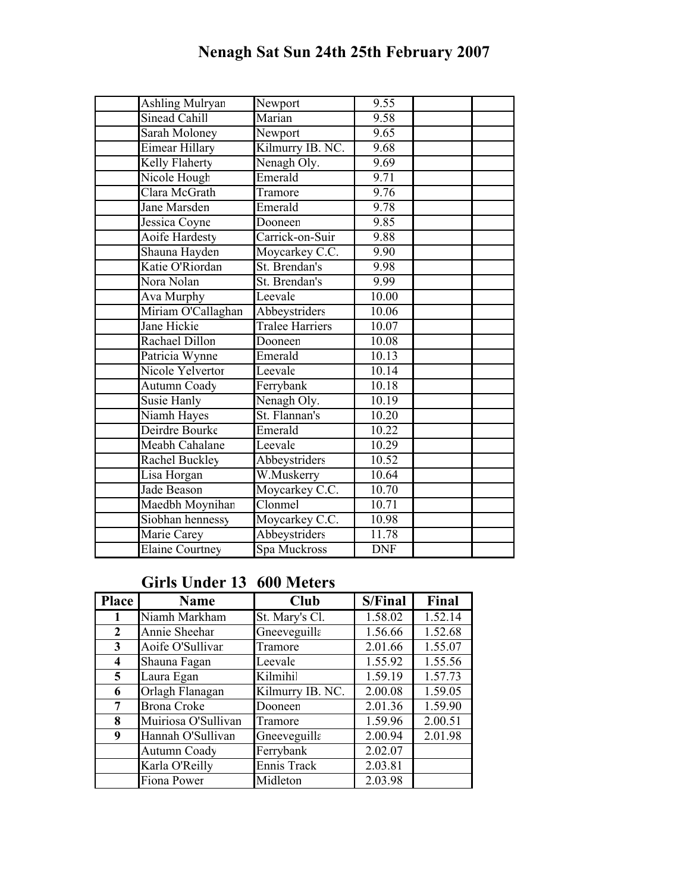# Nenagh Sat Sun 24th 25th February 2007

| | | | | | |
|---|---|---|---|---|---|
| | Ashling Mulryan | Newport | 9.55 | | |
| | Sinead Cahill | Marian | 9.58 | | |
| | Sarah Moloney | Newport | 9.65 | | |
| | Eimear Hillary | Kilmurry IB. NC. | 9.68 | | |
| | Kelly Flaherty | Nenagh Oly. | 9.69 | | |
| | Nicole Hough | Emerald | 9.71 | | |
| | Clara McGrath | Tramore | 9.76 | | |
| | Jane Marsden | Emerald | 9.78 | | |
| | Jessica Coyne | Dooneen | 9.85 | | |
| | Aoife Hardesty | Carrick-on-Suir | 9.88 | | |
| | Shauna Hayden | Moycarkey C.C. | 9.90 | | |
| | Katie O'Riordan | St. Brendan's | 9.98 | | |
| | Nora Nolan | St. Brendan's | 9.99 | | |
| | Ava Murphy | Leevale | 10.00 | | |
| | Miriam O'Callaghan | Abbeystriders | 10.06 | | |
| | Jane Hickie | Tralee Harriers | 10.07 | | |
| | Rachael Dillon | Dooneen | 10.08 | | |
| | Patricia Wynne | Emerald | 10.13 | | |
| | Nicole Yelverton | Leevale | 10.14 | | |
| | Autumn Coady | Ferrybank | 10.18 | | |
| | Susie Hanly | Nenagh Oly. | 10.19 | | |
| | Niamh Hayes | St. Flannan's | 10.20 | | |
| | Deirdre Bourke | Emerald | 10.22 | | |
| | Meabh Cahalane | Leevale | 10.29 | | |
| | Rachel Buckley | Abbeystriders | 10.52 | | |
| | Lisa Horgan | W.Muskerry | 10.64 | | |
| | Jade Beason | Moycarkey C.C. | 10.70 | | |
| | Maedbh Moynihan | Clonmel | 10.71 | | |
| | Siobhan hennessy | Moycarkey C.C. | 10.98 | | |
| | Marie Carey | Abbeystriders | 11.78 | | |
| | Elaine Courtney | Spa Muckross | DNF | | |

## Girls Under 13 600 Meters

| Place | Name | Club | S/Final | Final |
|---|---|---|---|---|
| 1 | Niamh Markham | St. Mary's Cl. | 1.58.02 | 1.52.14 |
| 2 | Annie Sheehan | Gneeveguilla | 1.56.66 | 1.52.68 |
| 3 | Aoife O'Sullivan | Tramore | 2.01.66 | 1.55.07 |
| 4 | Shauna Fagan | Leevale | 1.55.92 | 1.55.56 |
| 5 | Laura Egan | Kilmihil | 1.59.19 | 1.57.73 |
| 6 | Orlagh Flanagan | Kilmurry IB. NC. | 2.00.08 | 1.59.05 |
| 7 | Brona Croke | Dooneen | 2.01.36 | 1.59.90 |
| 8 | Muiriosa O'Sullivan | Tramore | 1.59.96 | 2.00.51 |
| 9 | Hannah O'Sullivan | Gneeveguilla | 2.00.94 | 2.01.98 |
| | Autumn Coady | Ferrybank | 2.02.07 | |
| | Karla O'Reilly | Ennis Track | 2.03.81 | |
| | Fiona Power | Midleton | 2.03.98 | |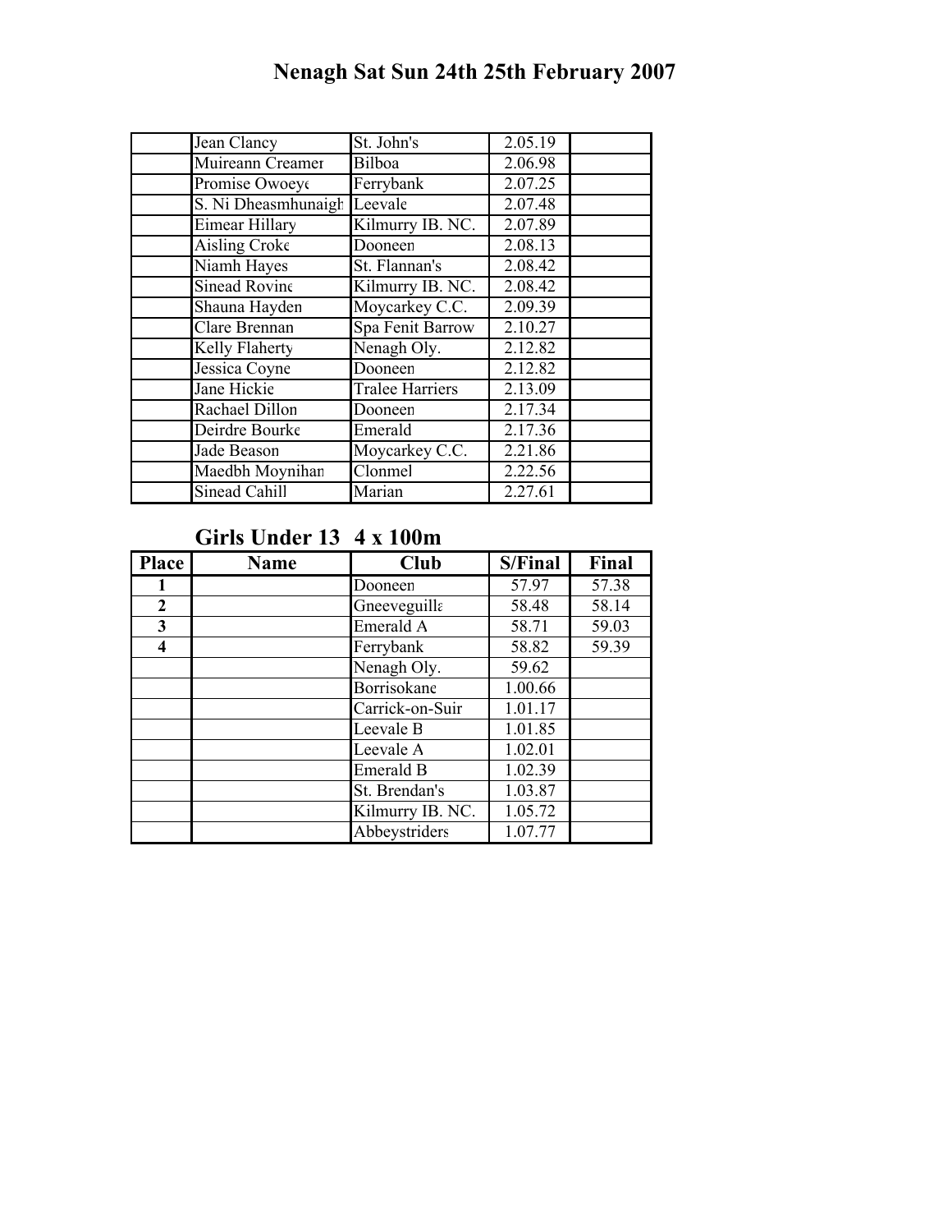# Nenagh Sat Sun 24th 25th February 2007

| | | | | |
|---|---|---|---|---|
| | Jean Clancy | St. John's | 2.05.19 | |
| | Muireann Creamer | Bilboa | 2.06.98 | |
| | Promise Owoeye | Ferrybank | 2.07.25 | |
| | S. Ni Dheasmhunaigh | Leevale | 2.07.48 | |
| | Eimear Hillary | Kilmurry IB. NC. | 2.07.89 | |
| | Aisling Croke | Dooneen | 2.08.13 | |
| | Niamh Hayes | St. Flannan's | 2.08.42 | |
| | Sinead Rovine | Kilmurry IB. NC. | 2.08.42 | |
| | Shauna Hayden | Moycarkey C.C. | 2.09.39 | |
| | Clare Brennan | Spa Fenit Barrow | 2.10.27 | |
| | Kelly Flaherty | Nenagh Oly. | 2.12.82 | |
| | Jessica Coyne | Dooneen | 2.12.82 | |
| | Jane Hickie | Tralee Harriers | 2.13.09 | |
| | Rachael Dillon | Dooneen | 2.17.34 | |
| | Deirdre Bourke | Emerald | 2.17.36 | |
| | Jade Beason | Moycarkey C.C. | 2.21.86 | |
| | Maedbh Moynihan | Clonmel | 2.22.56 | |
| | Sinead Cahill | Marian | 2.27.61 | |

## Girls Under 13 4 x 100m

| Place | Name | Club | S/Final | Final |
|---|---|---|---|---|
| 1 | | Dooneen | 57.97 | 57.38 |
| 2 | | Gneeveguilla | 58.48 | 58.14 |
| 3 | | Emerald A | 58.71 | 59.03 |
| 4 | | Ferrybank | 58.82 | 59.39 |
| | | Nenagh Oly. | 59.62 | |
| | | Borrisokane | 1.00.66 | |
| | | Carrick-on-Suir | 1.01.17 | |
| | | Leevale B | 1.01.85 | |
| | | Leevale A | 1.02.01 | |
| | | Emerald B | 1.02.39 | |
| | | St. Brendan's | 1.03.87 | |
| | | Kilmurry IB. NC. | 1.05.72 | |
| | | Abbeystriders | 1.07.77 | |